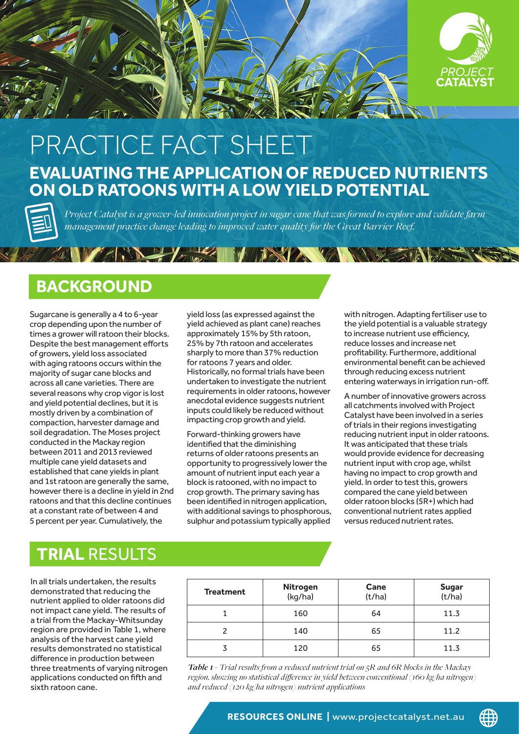PROJECT CATALYST

# PRACTICE FACT SHEET

## EVALUATING THE APPLICATION OF REDUCED NUTRIENTS ON OLD RATOONS WITH A LOW YIELD POTENTIAL

*Project Catalyst is a grower-led innovation project in sugar cane that was formed to explore and validate farm management practice change leading to improved water quality for the Great Barrier Reef.*

## BACKGROUND

Sugarcane is generally a 4 to 6-year crop depending upon the number of times a grower will ratoon their blocks. Despite the best management efforts of growers, yield loss associated with aging ratoons occurs within the majority of sugar cane blocks and across all cane varieties. There are several reasons why crop vigor is lost and yield potential declines, but it is mostly driven by a combination of compaction, harvester damage and soil degradation. The Moses project conducted in the Mackay region between 2011 and 2013 reviewed multiple cane yield datasets and established that cane yields in plant and 1st ratoon are generally the same, however there is a decline in yield in 2nd ratoons and that this decline continues at a constant rate of between 4 and 5 percent per year. Cumulatively, the yield loss (as expressed against the yield achieved as plant cane) reaches approximately 15% by 5th ratoon, 25% by 7th ratoon and accelerates sharply to more than 37% reduction for ratoons 7 years and older. Historically, no formal trials have been undertaken to investigate the nutrient requirements in older ratoons, however anecdotal evidence suggests nutrient inputs could likely be reduced without impacting crop growth and yield.

Forward-thinking growers have identified that the diminishing returns of older ratoons presents an opportunity to progressively lower the amount of nutrient input each year a block is ratooned, with no impact to crop growth. The primary saving has been identified in nitrogen application, with additional savings to phosphorous, sulphur and potassium typically applied with nitrogen. Adapting fertiliser use to the yield potential is a valuable strategy to increase nutrient use efficiency, reduce losses and increase net profitability. Furthermore, additional environmental benefit can be achieved through reducing excess nutrient entering waterways in irrigation run-off.

A number of innovative growers across all catchments involved with Project Catalyst have been involved in a series of trials in their regions investigating reducing nutrient input in older ratoons. It was anticipated that these trials would provide evidence for decreasing nutrient input with crop age, whilst having no impact to crop growth and yield. In order to test this, growers compared the cane yield between older ratoon blocks (5R+) which had conventional nutrient rates applied versus reduced nutrient rates.

## TRIAL RESULTS

In all trials undertaken, the results demonstrated that reducing the nutrient applied to older ratoons did not impact cane yield. The results of a trial from the Mackay-Whitsunday region are provided in Table 1, where analysis of the harvest cane yield results demonstrated no statistical difference in production between three treatments of varying nitrogen applications conducted on fifth and sixth ratoon cane.

| Treatment | Nitrogen (kg/ha) | Cane (t/ha) | Sugar (t/ha) |
|---|---|---|---|
| 1 | 160 | 64 | 11.3 |
| 2 | 140 | 65 | 11.2 |
| 3 | 120 | 65 | 11.3 |

*Table 1 - Trial results from a reduced nutrient trial on 5R and 6R blocks in the Mackay region, showing no statistical difference in yield between conventional (160 kg/ha nitrogen) and reduced (120 kg/ha nitrogen) nutrient applications*

**RESOURCES ONLINE** | www.projectcatalyst.net.au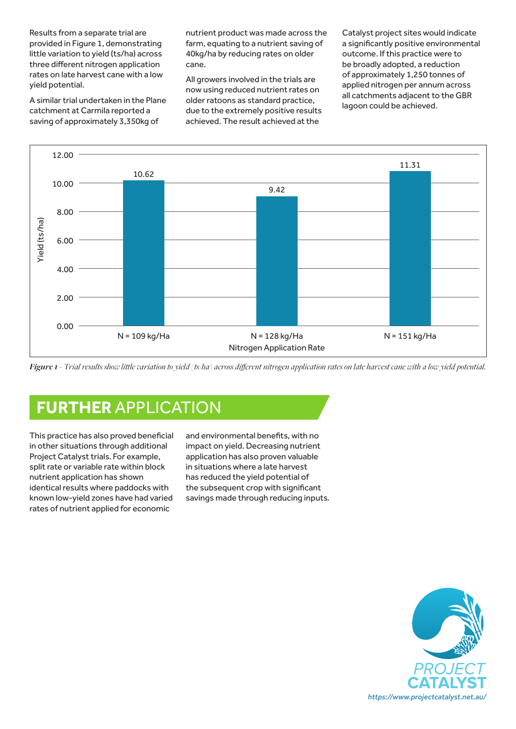Results from a separate trial are provided in Figure 1, demonstrating little variation to yield (ts/ha) across three different nitrogen application rates on late harvest cane with a low yield potential.

A similar trial undertaken in the Plane catchment at Carmila reported a saving of approximately 3,350kg of nutrient product was made across the farm, equating to a nutrient saving of 40kg/ha by reducing rates on older cane.

All growers involved in the trials are now using reduced nutrient rates on older ratoons as standard practice, due to the extremely positive results achieved. The result achieved at the Catalyst project sites would indicate a significantly positive environmental outcome. If this practice were to be broadly adopted, a reduction of approximately 1,250 tonnes of applied nitrogen per annum across all catchments adjacent to the GBR lagoon could be achieved.

12.00
10.00
8.00
6.00
4.00
2.00
0.00

Yield (ts/ha)

10.62
9.42
11.31

N = 109 kg/Ha
N = 128 kg/Ha
N = 151 kg/Ha

Nitrogen Application Rate

*Figure 1 - Trial results show little variation to yield (ts/ha) across different nitrogen application rates on late harvest cane with a low yield potential.*

## **FURTHER** APPLICATION

This practice has also proved beneficial in other situations through additional Project Catalyst trials. For example, split rate or variable rate within block nutrient application has shown identical results where paddocks with known low-yield zones have had varied rates of nutrient applied for economic and environmental benefits, with no impact on yield. Decreasing nutrient application has also proven valuable in situations where a late harvest has reduced the yield potential of the subsequent crop with significant savings made through reducing inputs.

PROJECT CATALYST
https://www.projectcatalyst.net.au/